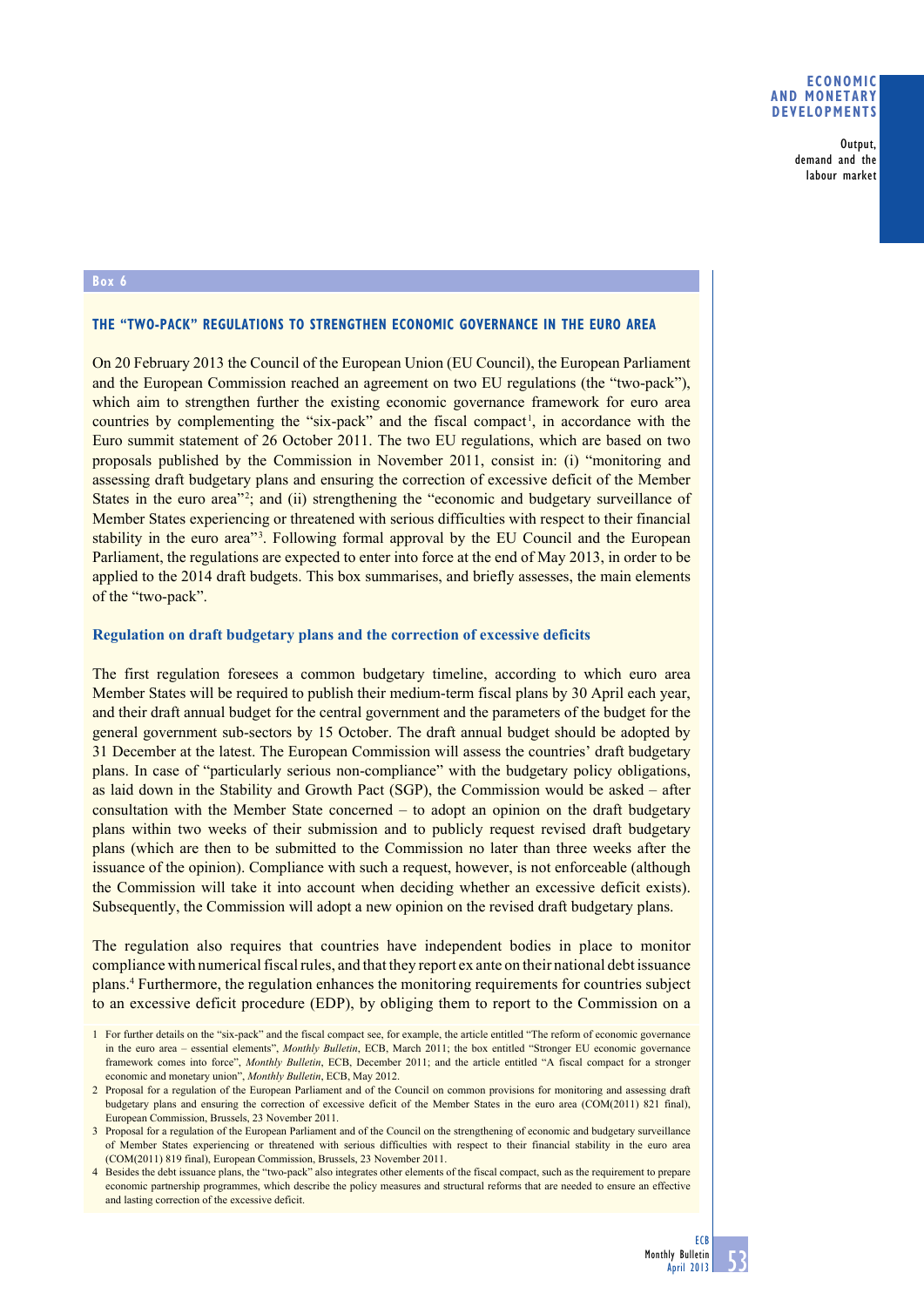Box 6

## THE "TWO-PACK" REGULATIONS TO STRENGTHEN ECONOMIC GOVERNANCE IN THE EURO AREA

On 20 February 2013 the Council of the European Union (EU Council), the European Parliament and the European Commission reached an agreement on two EU regulations (the "two-pack"), which aim to strengthen further the existing economic governance framework for euro area countries by complementing the "six-pack" and the fiscal compact[1], in accordance with the Euro summit statement of 26 October 2011. The two EU regulations, which are based on two proposals published by the Commission in November 2011, consist in: (i) "monitoring and assessing draft budgetary plans and ensuring the correction of excessive deficit of the Member States in the euro area"[2]; and (ii) strengthening the "economic and budgetary surveillance of Member States experiencing or threatened with serious difficulties with respect to their financial stability in the euro area"[3]. Following formal approval by the EU Council and the European Parliament, the regulations are expected to enter into force at the end of May 2013, in order to be applied to the 2014 draft budgets. This box summarises, and briefly assesses, the main elements of the "two-pack".

### Regulation on draft budgetary plans and the correction of excessive deficits

The first regulation foresees a common budgetary timeline, according to which euro area Member States will be required to publish their medium-term fiscal plans by 30 April each year, and their draft annual budget for the central government and the parameters of the budget for the general government sub-sectors by 15 October. The draft annual budget should be adopted by 31 December at the latest. The European Commission will assess the countries' draft budgetary plans. In case of "particularly serious non-compliance" with the budgetary policy obligations, as laid down in the Stability and Growth Pact (SGP), the Commission would be asked – after consultation with the Member State concerned – to adopt an opinion on the draft budgetary plans within two weeks of their submission and to publicly request revised draft budgetary plans (which are then to be submitted to the Commission no later than three weeks after the issuance of the opinion). Compliance with such a request, however, is not enforceable (although the Commission will take it into account when deciding whether an excessive deficit exists). Subsequently, the Commission will adopt a new opinion on the revised draft budgetary plans.

The regulation also requires that countries have independent bodies in place to monitor compliance with numerical fiscal rules, and that they report ex ante on their national debt issuance plans.[4] Furthermore, the regulation enhances the monitoring requirements for countries subject to an excessive deficit procedure (EDP), by obliging them to report to the Commission on a

1 For further details on the "six-pack" and the fiscal compact see, for example, the article entitled "The reform of economic governance in the euro area – essential elements", *Monthly Bulletin*, ECB, March 2011; the box entitled "Stronger EU economic governance framework comes into force", *Monthly Bulletin*, ECB, December 2011; and the article entitled "A fiscal compact for a stronger economic and monetary union", *Monthly Bulletin*, ECB, May 2012.

2 Proposal for a regulation of the European Parliament and of the Council on common provisions for monitoring and assessing draft budgetary plans and ensuring the correction of excessive deficit of the Member States in the euro area (COM(2011) 821 final), European Commission, Brussels, 23 November 2011.

3 Proposal for a regulation of the European Parliament and of the Council on the strengthening of economic and budgetary surveillance of Member States experiencing or threatened with serious difficulties with respect to their financial stability in the euro area (COM(2011) 819 final), European Commission, Brussels, 23 November 2011.

4 Besides the debt issuance plans, the "two-pack" also integrates other elements of the fiscal compact, such as the requirement to prepare economic partnership programmes, which describe the policy measures and structural reforms that are needed to ensure an effective and lasting correction of the excessive deficit.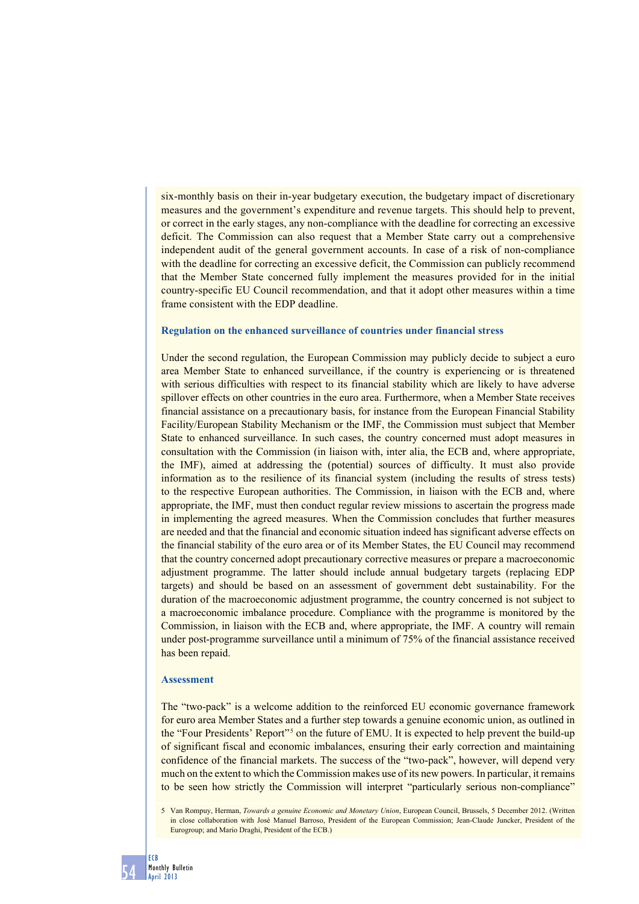six-monthly basis on their in-year budgetary execution, the budgetary impact of discretionary measures and the government's expenditure and revenue targets. This should help to prevent, or correct in the early stages, any non-compliance with the deadline for correcting an excessive deficit. The Commission can also request that a Member State carry out a comprehensive independent audit of the general government accounts. In case of a risk of non-compliance with the deadline for correcting an excessive deficit, the Commission can publicly recommend that the Member State concerned fully implement the measures provided for in the initial country-specific EU Council recommendation, and that it adopt other measures within a time frame consistent with the EDP deadline.

### Regulation on the enhanced surveillance of countries under financial stress

Under the second regulation, the European Commission may publicly decide to subject a euro area Member State to enhanced surveillance, if the country is experiencing or is threatened with serious difficulties with respect to its financial stability which are likely to have adverse spillover effects on other countries in the euro area. Furthermore, when a Member State receives financial assistance on a precautionary basis, for instance from the European Financial Stability Facility/European Stability Mechanism or the IMF, the Commission must subject that Member State to enhanced surveillance. In such cases, the country concerned must adopt measures in consultation with the Commission (in liaison with, inter alia, the ECB and, where appropriate, the IMF), aimed at addressing the (potential) sources of difficulty. It must also provide information as to the resilience of its financial system (including the results of stress tests) to the respective European authorities. The Commission, in liaison with the ECB and, where appropriate, the IMF, must then conduct regular review missions to ascertain the progress made in implementing the agreed measures. When the Commission concludes that further measures are needed and that the financial and economic situation indeed has significant adverse effects on the financial stability of the euro area or of its Member States, the EU Council may recommend that the country concerned adopt precautionary corrective measures or prepare a macroeconomic adjustment programme. The latter should include annual budgetary targets (replacing EDP targets) and should be based on an assessment of government debt sustainability. For the duration of the macroeconomic adjustment programme, the country concerned is not subject to a macroeconomic imbalance procedure. Compliance with the programme is monitored by the Commission, in liaison with the ECB and, where appropriate, the IMF. A country will remain under post-programme surveillance until a minimum of 75% of the financial assistance received has been repaid.

### Assessment

The "two-pack" is a welcome addition to the reinforced EU economic governance framework for euro area Member States and a further step towards a genuine economic union, as outlined in the "Four Presidents' Report"[5] on the future of EMU. It is expected to help prevent the build-up of significant fiscal and economic imbalances, ensuring their early correction and maintaining confidence of the financial markets. The success of the "two-pack", however, will depend very much on the extent to which the Commission makes use of its new powers. In particular, it remains to be seen how strictly the Commission will interpret "particularly serious non-compliance"

5 Van Rompuy, Herman, *Towards a genuine Economic and Monetary Union*, European Council, Brussels, 5 December 2012. (Written in close collaboration with José Manuel Barroso, President of the European Commission; Jean-Claude Juncker, President of the Eurogroup; and Mario Draghi, President of the ECB.)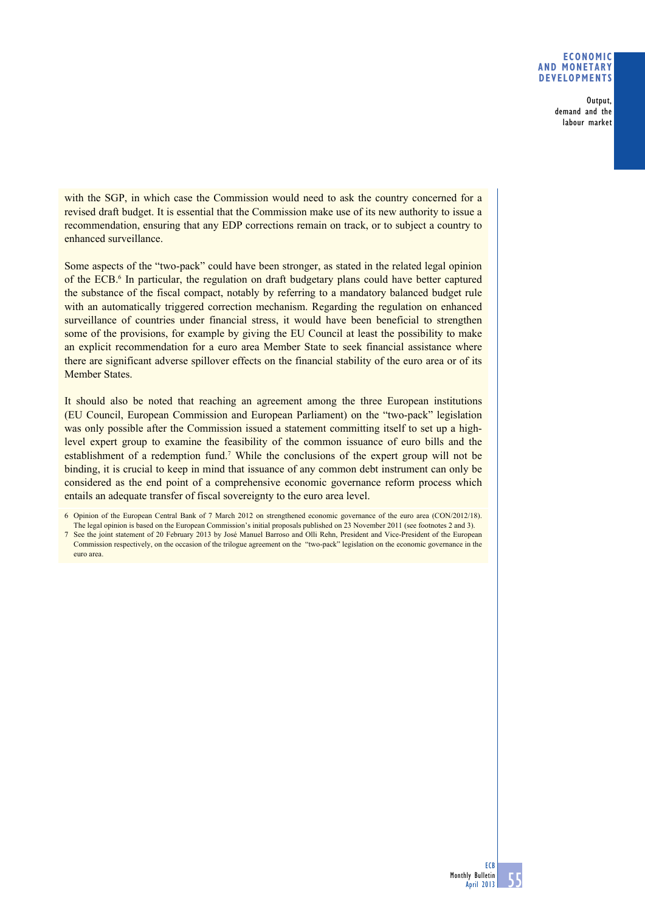with the SGP, in which case the Commission would need to ask the country concerned for a revised draft budget. It is essential that the Commission make use of its new authority to issue a recommendation, ensuring that any EDP corrections remain on track, or to subject a country to enhanced surveillance.

Some aspects of the "two-pack" could have been stronger, as stated in the related legal opinion of the ECB.[6] In particular, the regulation on draft budgetary plans could have better captured the substance of the fiscal compact, notably by referring to a mandatory balanced budget rule with an automatically triggered correction mechanism. Regarding the regulation on enhanced surveillance of countries under financial stress, it would have been beneficial to strengthen some of the provisions, for example by giving the EU Council at least the possibility to make an explicit recommendation for a euro area Member State to seek financial assistance where there are significant adverse spillover effects on the financial stability of the euro area or of its Member States.

It should also be noted that reaching an agreement among the three European institutions (EU Council, European Commission and European Parliament) on the "two-pack" legislation was only possible after the Commission issued a statement committing itself to set up a high-level expert group to examine the feasibility of the common issuance of euro bills and the establishment of a redemption fund.[7] While the conclusions of the expert group will not be binding, it is crucial to keep in mind that issuance of any common debt instrument can only be considered as the end point of a comprehensive economic governance reform process which entails an adequate transfer of fiscal sovereignty to the euro area level.

6 Opinion of the European Central Bank of 7 March 2012 on strengthened economic governance of the euro area (CON/2012/18). The legal opinion is based on the European Commission's initial proposals published on 23 November 2011 (see footnotes 2 and 3).

7 See the joint statement of 20 February 2013 by José Manuel Barroso and Olli Rehn, President and Vice-President of the European Commission respectively, on the occasion of the trilogue agreement on the "two-pack" legislation on the economic governance in the euro area.